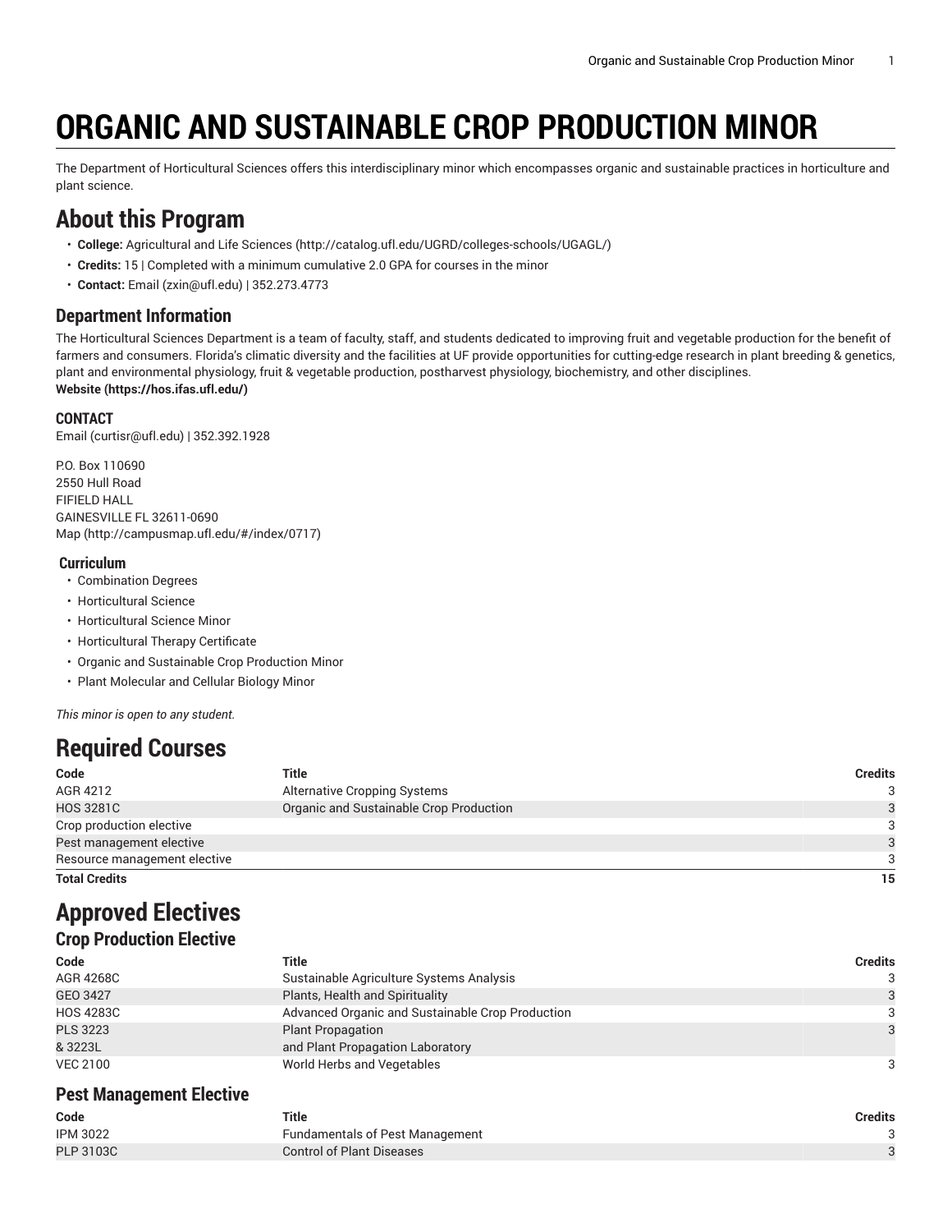# ORGANIC AND SUSTAINABLE CROP PRODUCTION MINOR

The Department of Horticultural Sciences offers this interdisciplinary minor which encompasses organic and sustainable practices in horticulture and plant science.

## About this Program

- **College:** Agricultural and Life Sciences (http://catalog.ufl.edu/UGRD/colleges-schools/UGAGL/)
- **Credits:** 15 | Completed with a minimum cumulative 2.0 GPA for courses in the minor
- **Contact:** Email (zxin@ufl.edu) | 352.273.4773

### Department Information

The Horticultural Sciences Department is a team of faculty, staff, and students dedicated to improving fruit and vegetable production for the benefit of farmers and consumers. Florida's climatic diversity and the facilities at UF provide opportunities for cutting-edge research in plant breeding & genetics, plant and environmental physiology, fruit & vegetable production, postharvest physiology, biochemistry, and other disciplines.
**Website (https://hos.ifas.ufl.edu/)**

#### CONTACT

Email (curtisr@ufl.edu) | 352.392.1928

P.O. Box 110690
2550 Hull Road
FIFIELD HALL
GAINESVILLE FL 32611-0690
Map (http://campusmap.ufl.edu/#/index/0717)

#### Curriculum

- Combination Degrees
- Horticultural Science
- Horticultural Science Minor
- Horticultural Therapy Certificate
- Organic and Sustainable Crop Production Minor
- Plant Molecular and Cellular Biology Minor

*This minor is open to any student.*

## Required Courses

| Code | Title | Credits |
|---|---|---|
| AGR 4212 | Alternative Cropping Systems | 3 |
| HOS 3281C | Organic and Sustainable Crop Production | 3 |
| Crop production elective | | 3 |
| Pest management elective | | 3 |
| Resource management elective | | 3 |
| **Total Credits** | | **15** |

## Approved Electives

### Crop Production Elective

| Code | Title | Credits |
|---|---|---|
| AGR 4268C | Sustainable Agriculture Systems Analysis | 3 |
| GEO 3427 | Plants, Health and Spirituality | 3 |
| HOS 4283C | Advanced Organic and Sustainable Crop Production | 3 |
| PLS 3223<br>& 3223L | Plant Propagation<br>and Plant Propagation Laboratory | 3 |
| VEC 2100 | World Herbs and Vegetables | 3 |

### Pest Management Elective

| Code | Title | Credits |
|---|---|---|
| IPM 3022 | Fundamentals of Pest Management | 3 |
| PLP 3103C | Control of Plant Diseases | 3 |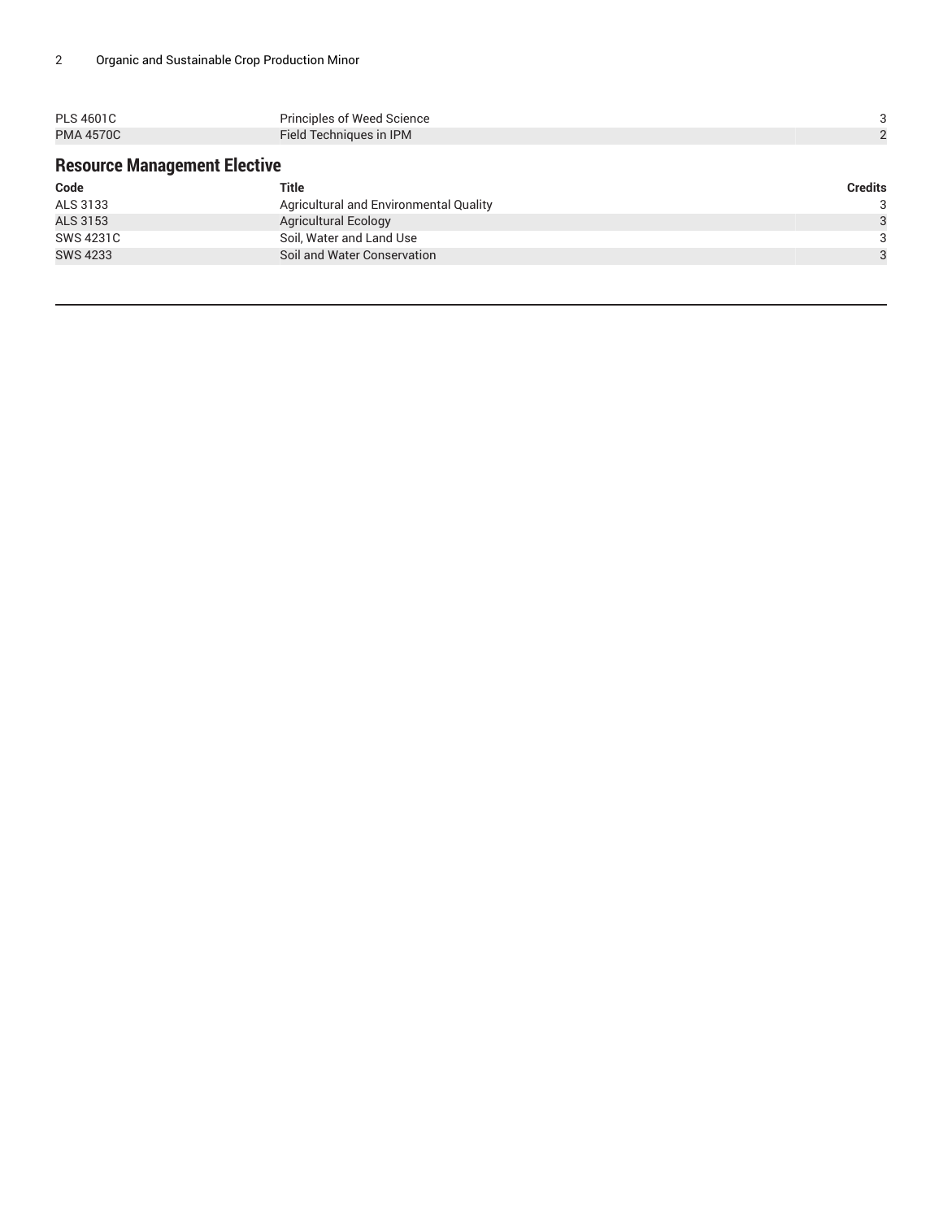| | | |
|---|---|---|
| PLS 4601C | Principles of Weed Science | 3 |
| PMA 4570C | Field Techniques in IPM | 2 |

## Resource Management Elective

| Code | Title | Credits |
|---|---|---|
| ALS 3133 | Agricultural and Environmental Quality | 3 |
| ALS 3153 | Agricultural Ecology | 3 |
| SWS 4231C | Soil, Water and Land Use | 3 |
| SWS 4233 | Soil and Water Conservation | 3 |